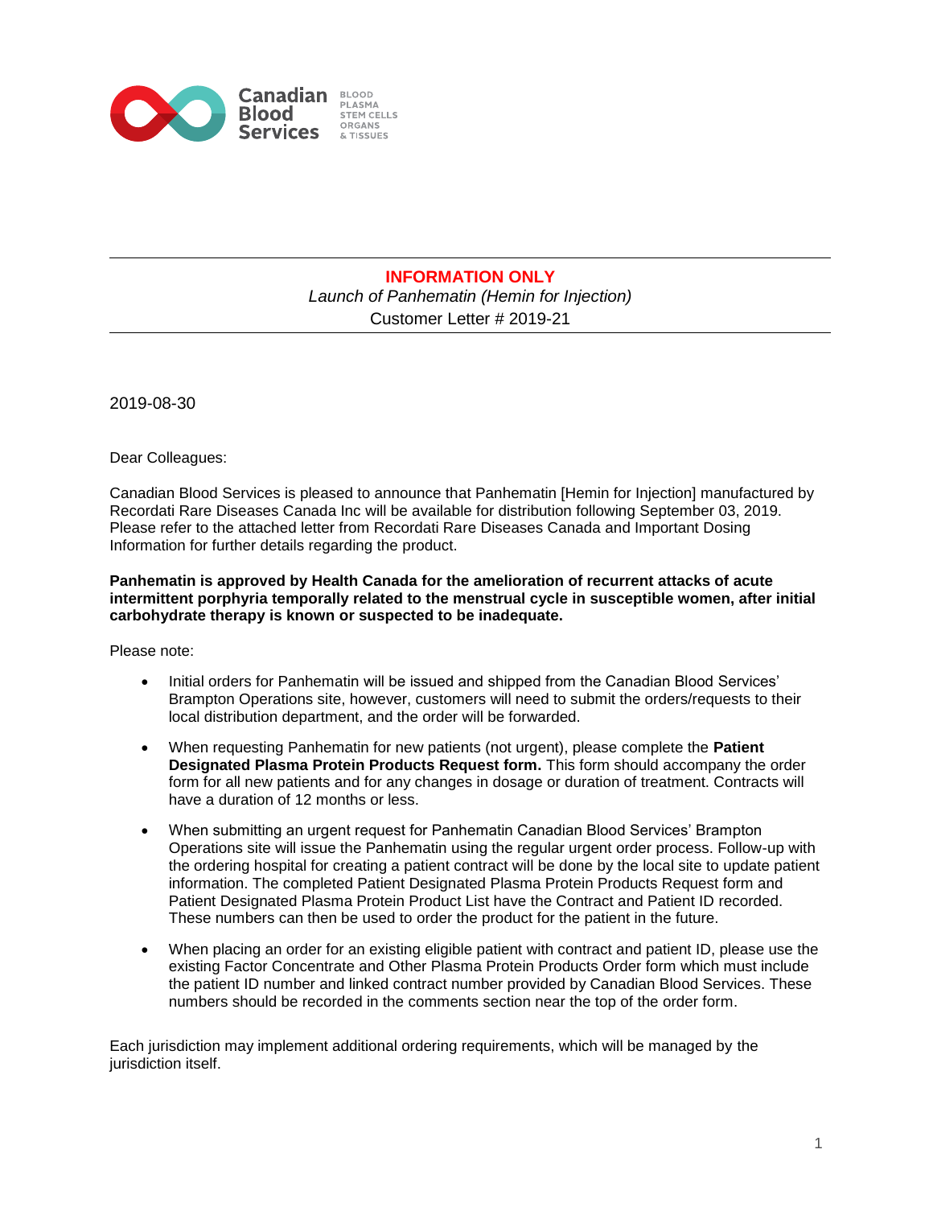Canadian Blood Services — BLOOD PLASMA STEM CELLS ORGANS & TISSUES

**INFORMATION ONLY**

*Launch of Panhematin (Hemin for Injection)*

Customer Letter # 2019-21

2019-08-30

Dear Colleagues:

Canadian Blood Services is pleased to announce that Panhematin [Hemin for Injection] manufactured by Recordati Rare Diseases Canada Inc will be available for distribution following September 03, 2019. Please refer to the attached letter from Recordati Rare Diseases Canada and Important Dosing Information for further details regarding the product.

**Panhematin is approved by Health Canada for the amelioration of recurrent attacks of acute intermittent porphyria temporally related to the menstrual cycle in susceptible women, after initial carbohydrate therapy is known or suspected to be inadequate.**

Please note:

- Initial orders for Panhematin will be issued and shipped from the Canadian Blood Services' Brampton Operations site, however, customers will need to submit the orders/requests to their local distribution department, and the order will be forwarded.
- When requesting Panhematin for new patients (not urgent), please complete the **Patient Designated Plasma Protein Products Request form.** This form should accompany the order form for all new patients and for any changes in dosage or duration of treatment. Contracts will have a duration of 12 months or less.
- When submitting an urgent request for Panhematin Canadian Blood Services' Brampton Operations site will issue the Panhematin using the regular urgent order process. Follow-up with the ordering hospital for creating a patient contract will be done by the local site to update patient information. The completed Patient Designated Plasma Protein Products Request form and Patient Designated Plasma Protein Product List have the Contract and Patient ID recorded. These numbers can then be used to order the product for the patient in the future.
- When placing an order for an existing eligible patient with contract and patient ID, please use the existing Factor Concentrate and Other Plasma Protein Products Order form which must include the patient ID number and linked contract number provided by Canadian Blood Services. These numbers should be recorded in the comments section near the top of the order form.

Each jurisdiction may implement additional ordering requirements, which will be managed by the jurisdiction itself.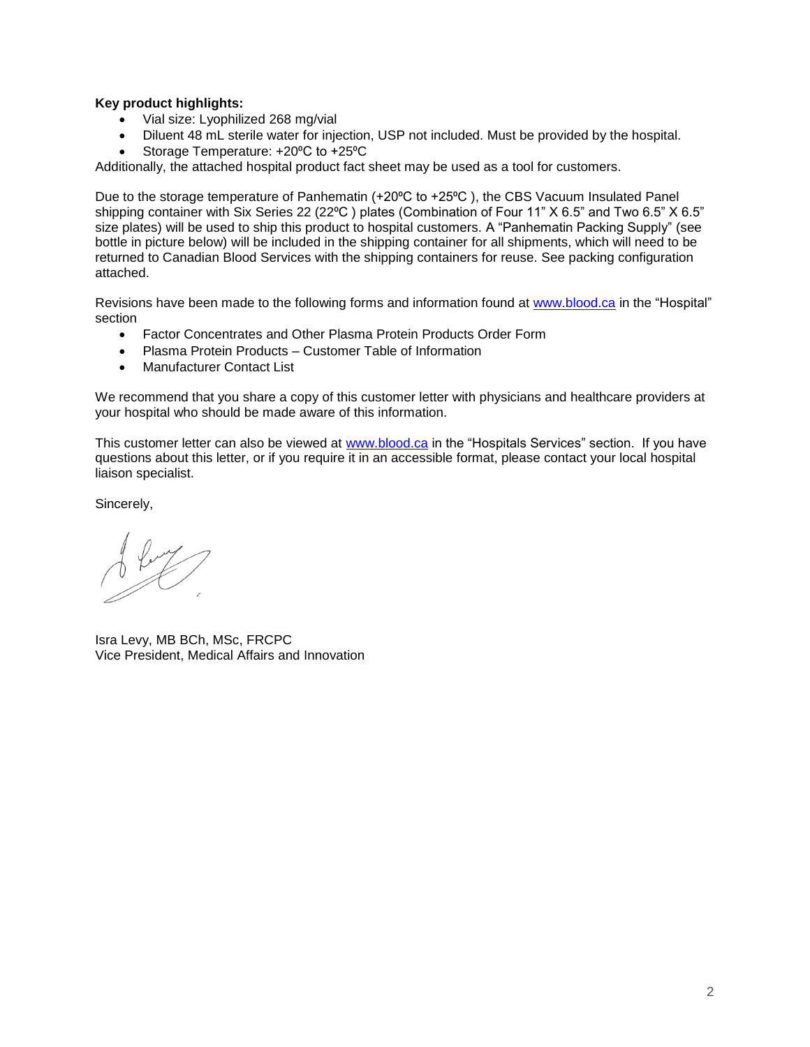**Key product highlights:**

- Vial size: Lyophilized 268 mg/vial
- Diluent 48 mL sterile water for injection, USP not included. Must be provided by the hospital.
- Storage Temperature: +20ºC to +25ºC

Additionally, the attached hospital product fact sheet may be used as a tool for customers.

Due to the storage temperature of Panhematin (+20ºC to +25ºC ), the CBS Vacuum Insulated Panel shipping container with Six Series 22 (22ºC ) plates (Combination of Four 11" X 6.5" and Two 6.5" X 6.5" size plates) will be used to ship this product to hospital customers. A "Panhematin Packing Supply" (see bottle in picture below) will be included in the shipping container for all shipments, which will need to be returned to Canadian Blood Services with the shipping containers for reuse. See packing configuration attached.

Revisions have been made to the following forms and information found at www.blood.ca in the "Hospital" section

- Factor Concentrates and Other Plasma Protein Products Order Form
- Plasma Protein Products – Customer Table of Information
- Manufacturer Contact List

We recommend that you share a copy of this customer letter with physicians and healthcare providers at your hospital who should be made aware of this information.

This customer letter can also be viewed at www.blood.ca in the "Hospitals Services" section. If you have questions about this letter, or if you require it in an accessible format, please contact your local hospital liaison specialist.

Sincerely,

Isra Levy, MB BCh, MSc, FRCPC
Vice President, Medical Affairs and Innovation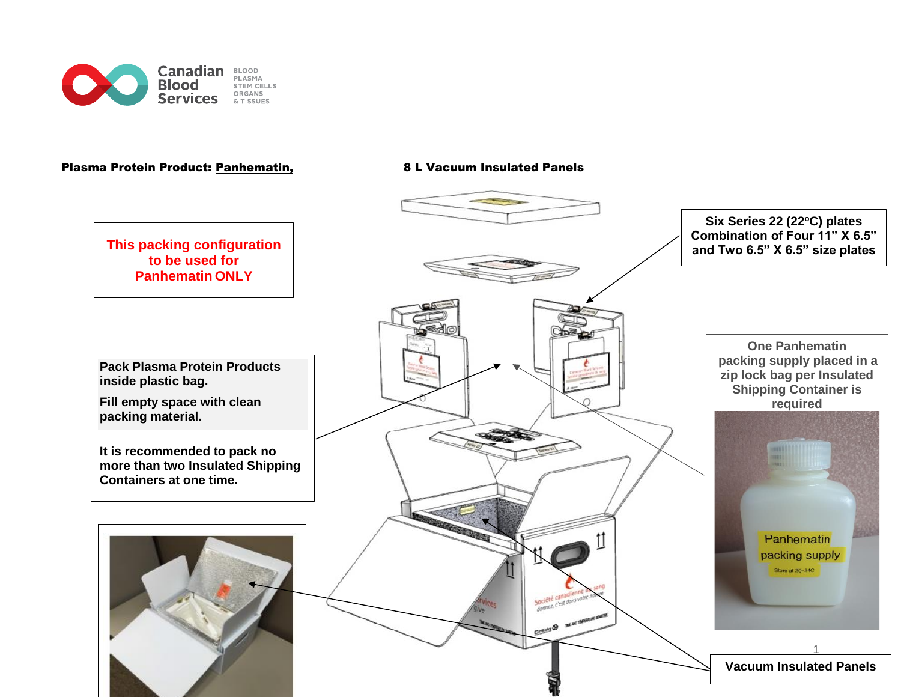Canadian Blood Services

BLOOD
PLASMA
STEM CELLS
ORGANS
& TISSUES

**Plasma Protein Product: <u>Panhematin,</u>**

**8 L Vacuum Insulated Panels**

This packing configuration to be used for Panhematin ONLY

**Six Series 22 (22ºC) plates Combination of Four 11" X 6.5" and Two 6.5" X 6.5" size plates**

**Pack Plasma Protein Products inside plastic bag.**

**Fill empty space with clean packing material.**

**It is recommended to pack no more than two Insulated Shipping Containers at one time.**

**One Panhematin packing supply placed in a zip lock bag per Insulated Shipping Container is required**

Panhematin packing supply

Store at 20-24C

**Vacuum Insulated Panels**